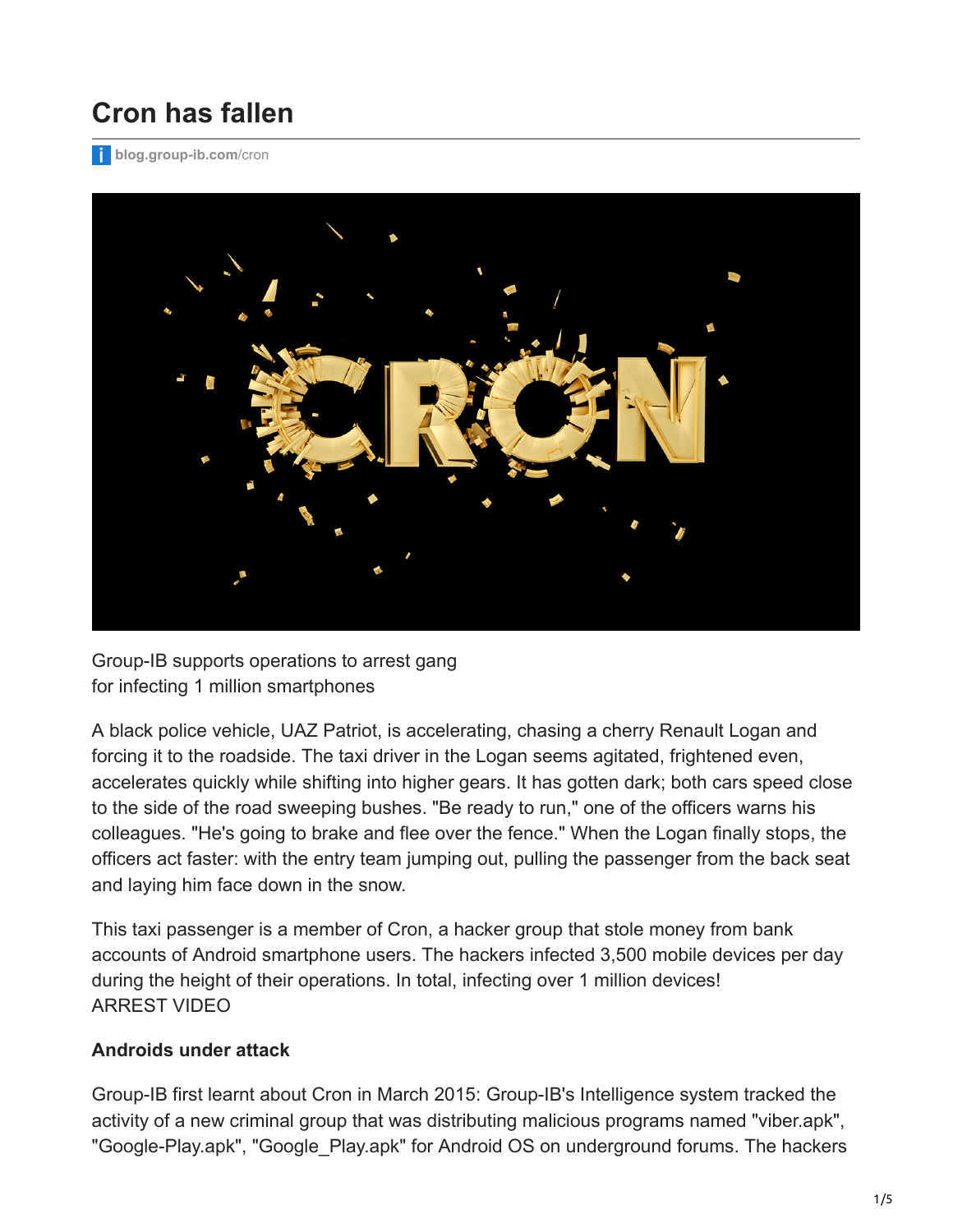# Cron has fallen

blog.group-ib.com/cron

Group-IB supports operations to arrest gang
for infecting 1 million smartphones

A black police vehicle, UAZ Patriot, is accelerating, chasing a cherry Renault Logan and forcing it to the roadside. The taxi driver in the Logan seems agitated, frightened even, accelerates quickly while shifting into higher gears. It has gotten dark; both cars speed close to the side of the road sweeping bushes. "Be ready to run," one of the officers warns his colleagues. "He's going to brake and flee over the fence." When the Logan finally stops, the officers act faster: with the entry team jumping out, pulling the passenger from the back seat and laying him face down in the snow.

This taxi passenger is a member of Cron, a hacker group that stole money from bank accounts of Android smartphone users. The hackers infected 3,500 mobile devices per day during the height of their operations. In total, infecting over 1 million devices!
ARREST VIDEO

**Androids under attack**

Group-IB first learnt about Cron in March 2015: Group-IB's Intelligence system tracked the activity of a new criminal group that was distributing malicious programs named "viber.apk", "Google-Play.apk", "Google_Play.apk" for Android OS on underground forums. The hackers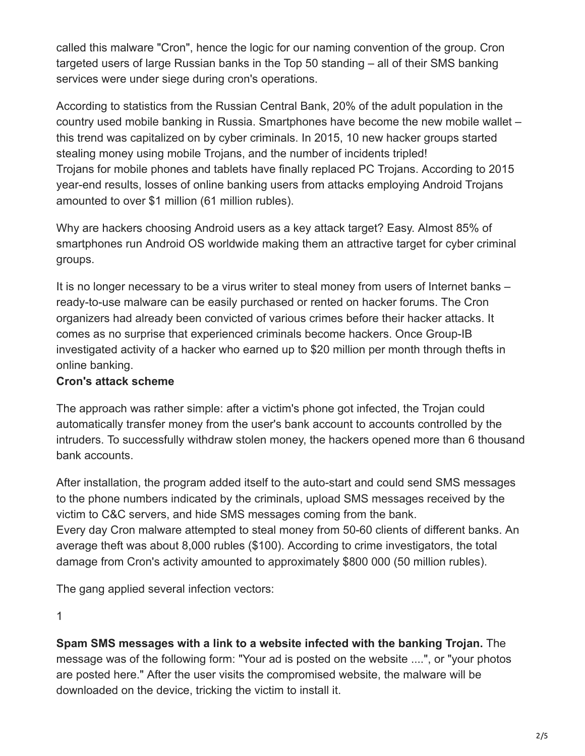called this malware "Cron", hence the logic for our naming convention of the group. Cron targeted users of large Russian banks in the Top 50 standing – all of their SMS banking services were under siege during cron's operations.

According to statistics from the Russian Central Bank, 20% of the adult population in the country used mobile banking in Russia. Smartphones have become the new mobile wallet – this trend was capitalized on by cyber criminals. In 2015, 10 new hacker groups started stealing money using mobile Trojans, and the number of incidents tripled!
Trojans for mobile phones and tablets have finally replaced PC Trojans. According to 2015 year-end results, losses of online banking users from attacks employing Android Trojans amounted to over $1 million (61 million rubles).

Why are hackers choosing Android users as a key attack target? Easy. Almost 85% of smartphones run Android OS worldwide making them an attractive target for cyber criminal groups.

It is no longer necessary to be a virus writer to steal money from users of Internet banks – ready-to-use malware can be easily purchased or rented on hacker forums. The Cron organizers had already been convicted of various crimes before their hacker attacks. It comes as no surprise that experienced criminals become hackers. Once Group-IB investigated activity of a hacker who earned up to $20 million per month through thefts in online banking.

**Cron's attack scheme**

The approach was rather simple: after a victim's phone got infected, the Trojan could automatically transfer money from the user's bank account to accounts controlled by the intruders. To successfully withdraw stolen money, the hackers opened more than 6 thousand bank accounts.

After installation, the program added itself to the auto-start and could send SMS messages to the phone numbers indicated by the criminals, upload SMS messages received by the victim to C&C servers, and hide SMS messages coming from the bank.
Every day Cron malware attempted to steal money from 50-60 clients of different banks. An average theft was about 8,000 rubles ($100). According to crime investigators, the total damage from Cron's activity amounted to approximately $800 000 (50 million rubles).

The gang applied several infection vectors:

1

**Spam SMS messages with a link to a website infected with the banking Trojan.** The message was of the following form: "Your ad is posted on the website ....", or "your photos are posted here." After the user visits the compromised website, the malware will be downloaded on the device, tricking the victim to install it.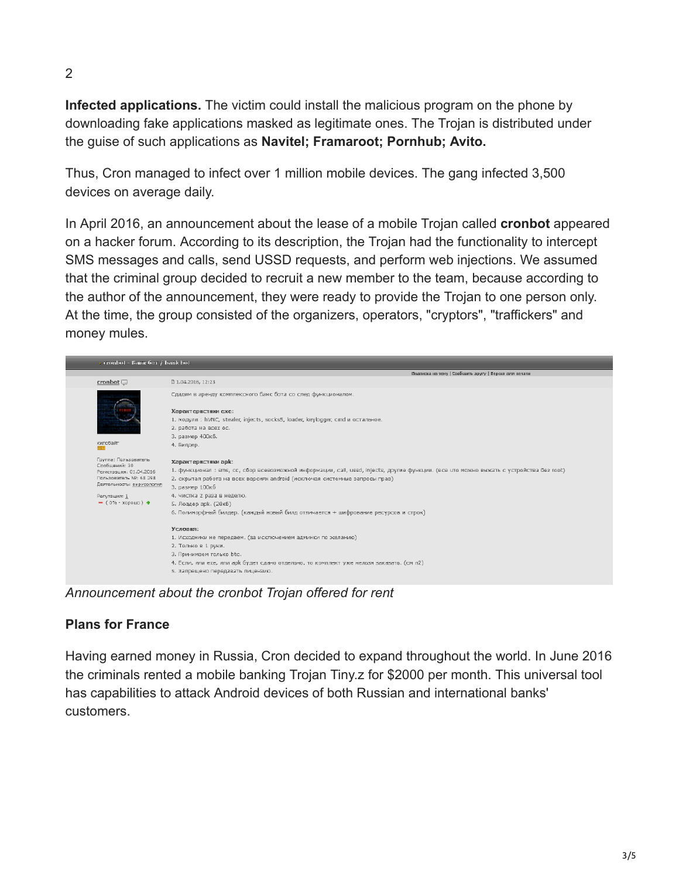**Infected applications.** The victim could install the malicious program on the phone by downloading fake applications masked as legitimate ones. The Trojan is distributed under the guise of such applications as **Navitel; Framaroot; Pornhub; Avito.**

Thus, Cron managed to infect over 1 million mobile devices. The gang infected 3,500 devices on average daily.

In April 2016, an announcement about the lease of a mobile Trojan called **cronbot** appeared on a hacker forum. According to its description, the Trojan had the functionality to intercept SMS messages and calls, send USSD requests, and perform web injections. We assumed that the criminal group decided to recruit a new member to the team, because according to the author of the announcement, they were ready to provide the Trojan to one person only. At the time, the group consisted of the organizers, operators, "cryptors", "traffickers" and money mules.

> cronbot - Банк бот / bank bot
>
> cronbot — 1.04.2016, 12:23
>
> Сдадим в аренду комплексного банк бота со след функционалом.
>
> **Характеристики exe:**
> 1. модули : hVNC, stealer, injects, socks5, loader, keylogger, cmd и остальное.
> 2. работа на всех ос.
> 3. размер 400кб.
> 4. Билдер.
>
> **Характеристики apk:**
> 1. функционал : sms, cc, сбор всевозможной информации, call, ussd, injects, другие функции. (все что можно выжать с устройства без root)
> 2. скрытая работа на всех версиях android (исключая системные запросы прав)
> 3. размер 100кб
> 4. чистка 2 раза в неделю.
> 5. Лоадер apk. (20кб)
> 6. Полиморфный билдер. (каждый новый билд отличается + шифрование ресурсов и строк)
>
> **Условия:**
> 1. Исходники не передаем. (за исключением админки по желанию)
> 2. Только в 1 руки.
> 3. Принимаем только btc.
> 4. Если, или exe, или apk будет сдано отдельно, то комплект уже нельзя заказать. (см п2)
> 5. запрещено передавать лицензию.

*Announcement about the cronbot Trojan offered for rent*

**Plans for France**

Having earned money in Russia, Cron decided to expand throughout the world. In June 2016 the criminals rented a mobile banking Trojan Tiny.z for $2000 per month. This universal tool has capabilities to attack Android devices of both Russian and international banks' customers.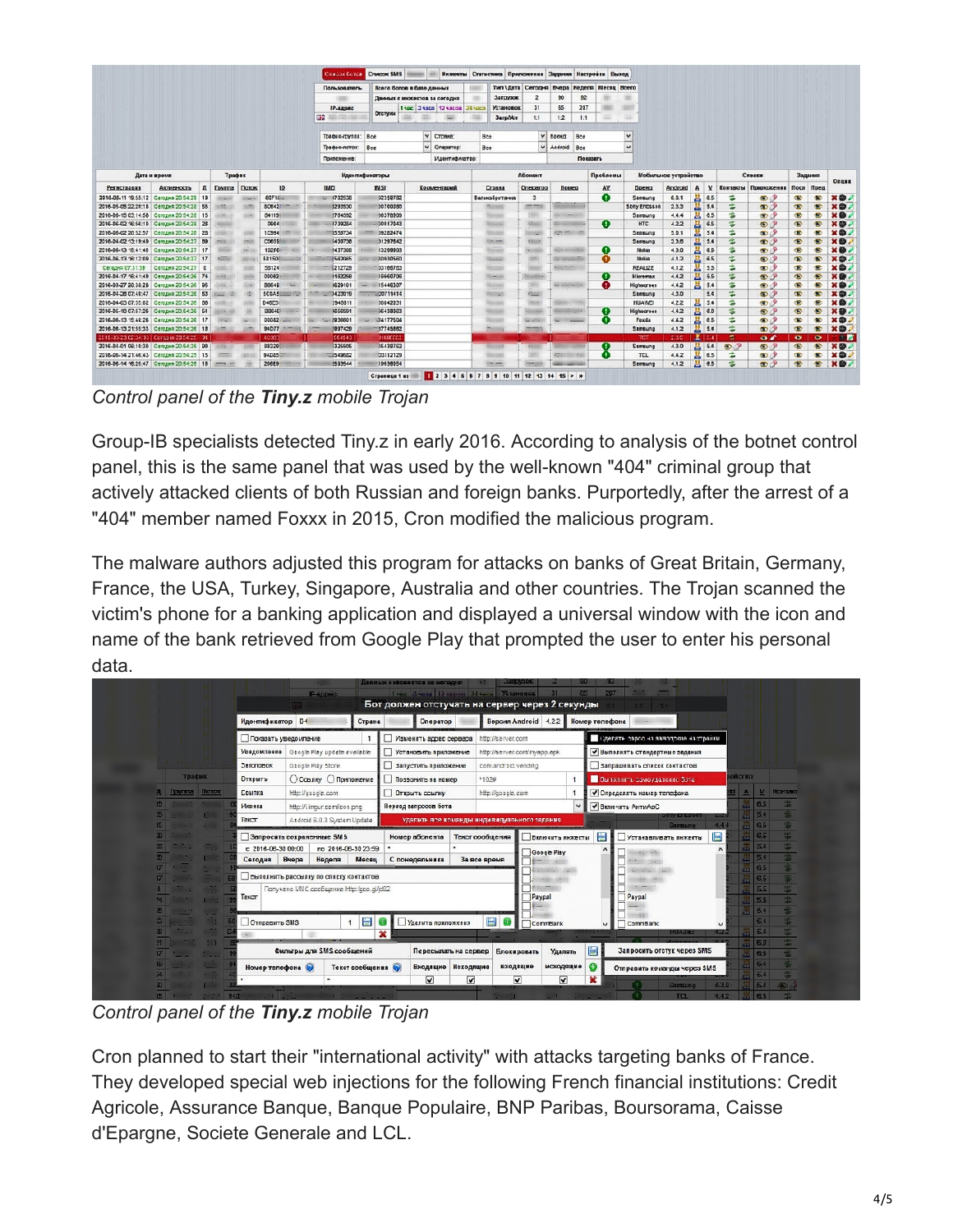*Control panel of the **Tiny.z** mobile Trojan*

Group-IB specialists detected Tiny.z in early 2016. According to analysis of the botnet control panel, this is the same panel that was used by the well-known "404" criminal group that actively attacked clients of both Russian and foreign banks. Purportedly, after the arrest of a "404" member named Foxxx in 2015, Cron modified the malicious program.

The malware authors adjusted this program for attacks on banks of Great Britain, Germany, France, the USA, Turkey, Singapore, Australia and other countries. The Trojan scanned the victim's phone for a banking application and displayed a universal window with the icon and name of the bank retrieved from Google Play that prompted the user to enter his personal data.

*Control panel of the **Tiny.z** mobile Trojan*

Cron planned to start their "international activity" with attacks targeting banks of France. They developed special web injections for the following French financial institutions: Credit Agricole, Assurance Banque, Banque Populaire, BNP Paribas, Boursorama, Caisse d'Epargne, Societe Generale and LCL.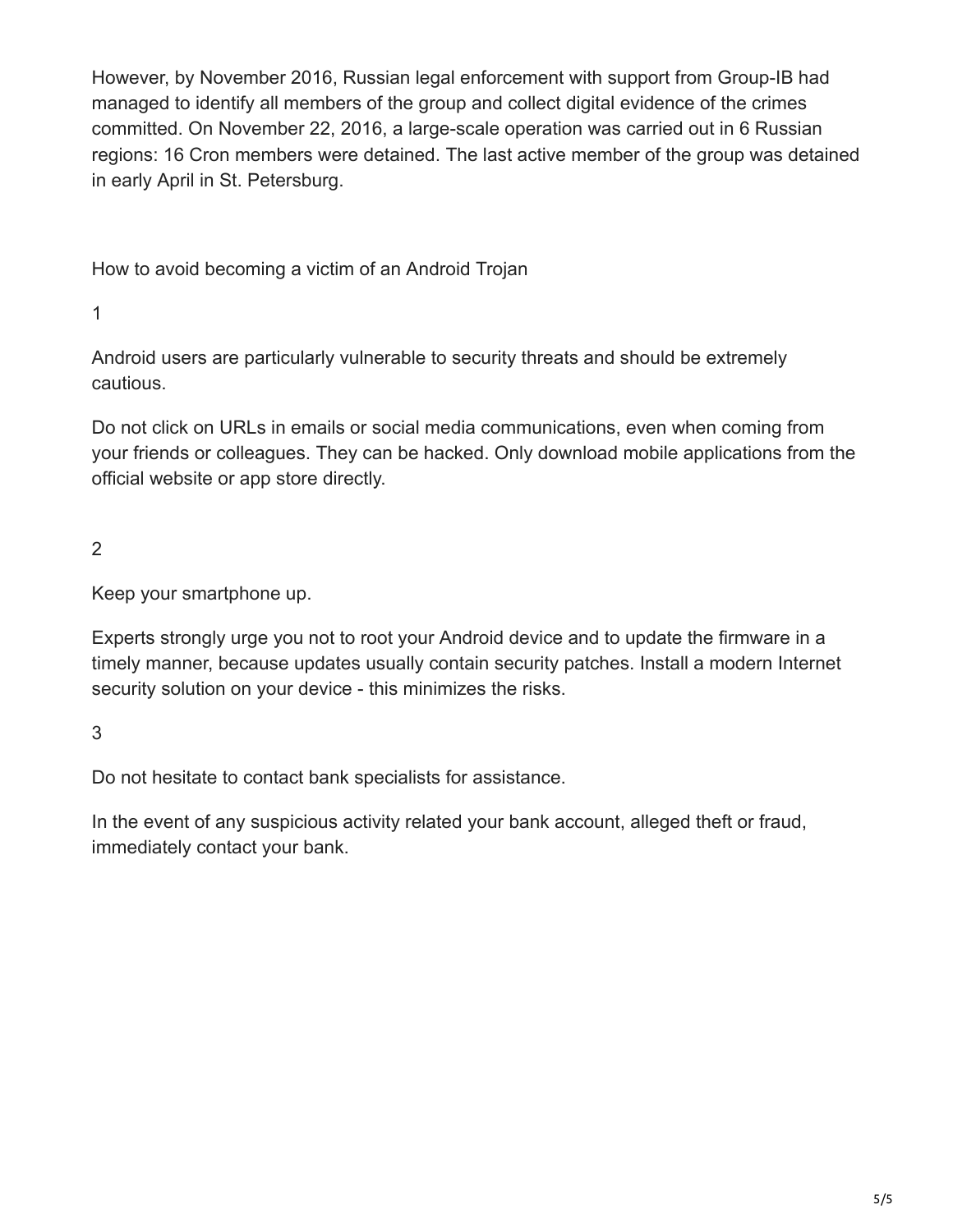However, by November 2016, Russian legal enforcement with support from Group-IB had managed to identify all members of the group and collect digital evidence of the crimes committed. On November 22, 2016, a large-scale operation was carried out in 6 Russian regions: 16 Cron members were detained. The last active member of the group was detained in early April in St. Petersburg.

## How to avoid becoming a victim of an Android Trojan

1

Android users are particularly vulnerable to security threats and should be extremely cautious.

Do not click on URLs in emails or social media communications, even when coming from your friends or colleagues. They can be hacked. Only download mobile applications from the official website or app store directly.

2

Keep your smartphone up.

Experts strongly urge you not to root your Android device and to update the firmware in a timely manner, because updates usually contain security patches. Install a modern Internet security solution on your device - this minimizes the risks.

3

Do not hesitate to contact bank specialists for assistance.

In the event of any suspicious activity related your bank account, alleged theft or fraud, immediately contact your bank.